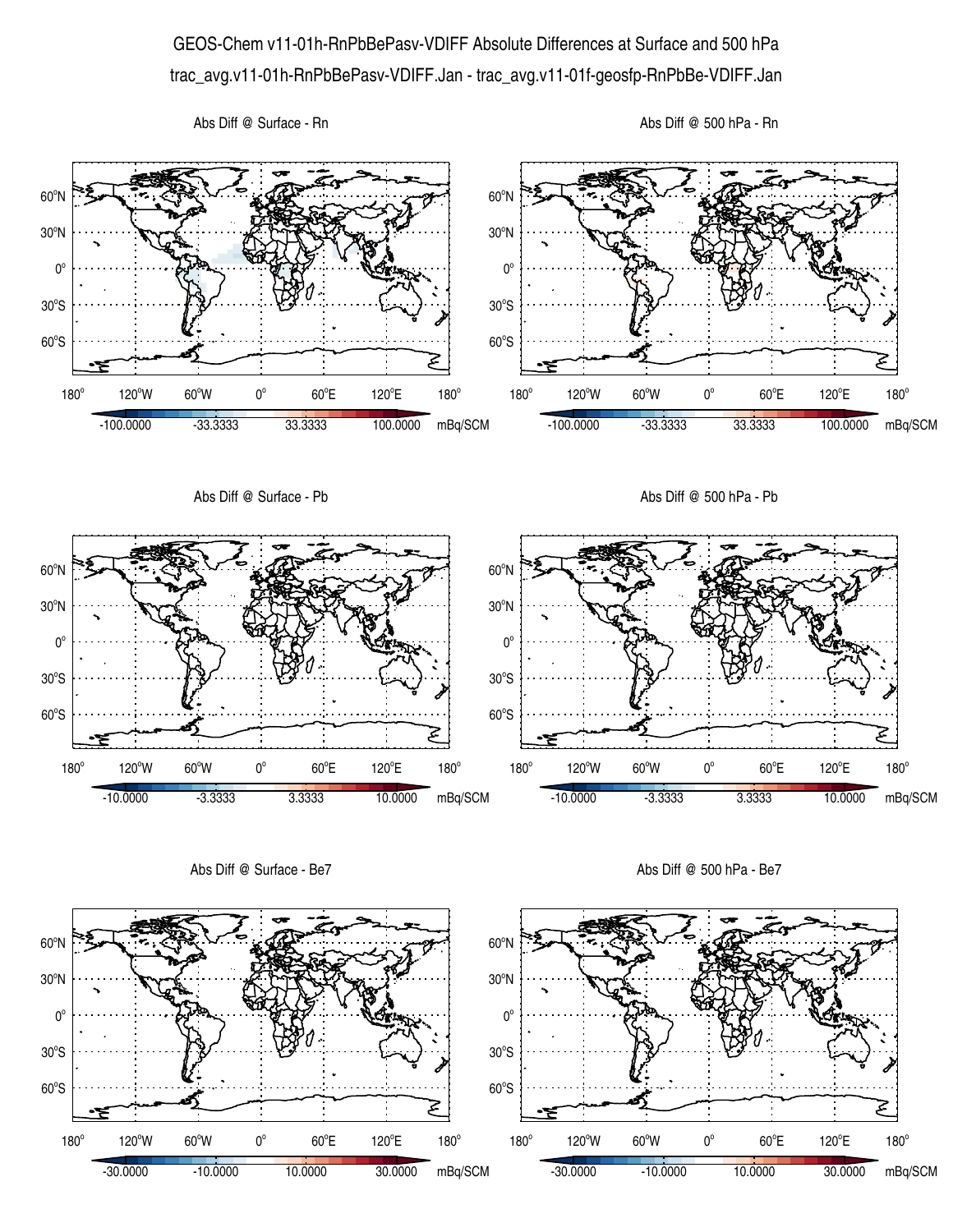# GEOS-Chem v11-01h-RnPbBePasv-VDIFF Absolute Differences at Surface and 500 hPa

trac_avg.v11-01h-RnPbBePasv-VDIFF.Jan - trac_avg.v11-01f-geosfp-RnPbBe-VDIFF.Jan

Abs Diff @ Surface - Rn

Abs Diff @ 500 hPa - Rn

Abs Diff @ Surface - Pb

Abs Diff @ 500 hPa - Pb

Abs Diff @ Surface - Be7

Abs Diff @ 500 hPa - Be7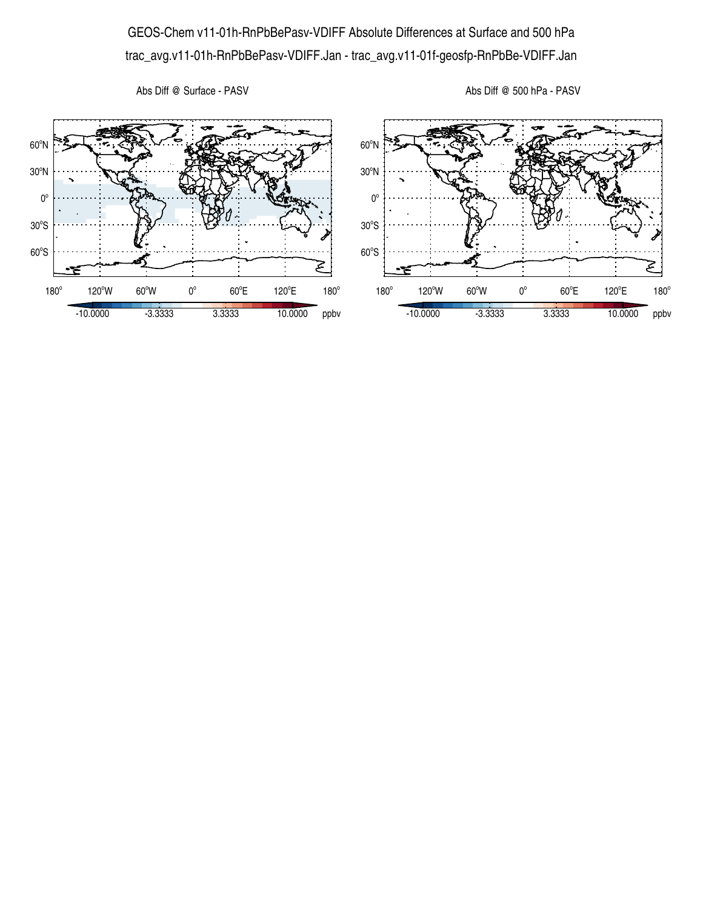GEOS-Chem v11-01h-RnPbBePasv-VDIFF Absolute Differences at Surface and 500 hPa

trac_avg.v11-01h-RnPbBePasv-VDIFF.Jan - trac_avg.v11-01f-geosfp-RnPbBe-VDIFF.Jan

Abs Diff @ Surface - PASV

60°N
30°N
0°
30°S
60°S

180° 120°W 60°W 0° 60°E 120°E 180°

-10.0000 -3.3333 3.3333 10.0000 ppbv

Abs Diff @ 500 hPa - PASV

60°N
30°N
0°
30°S
60°S

180° 120°W 60°W 0° 60°E 120°E 180°

-10.0000 -3.3333 3.3333 10.0000 ppbv